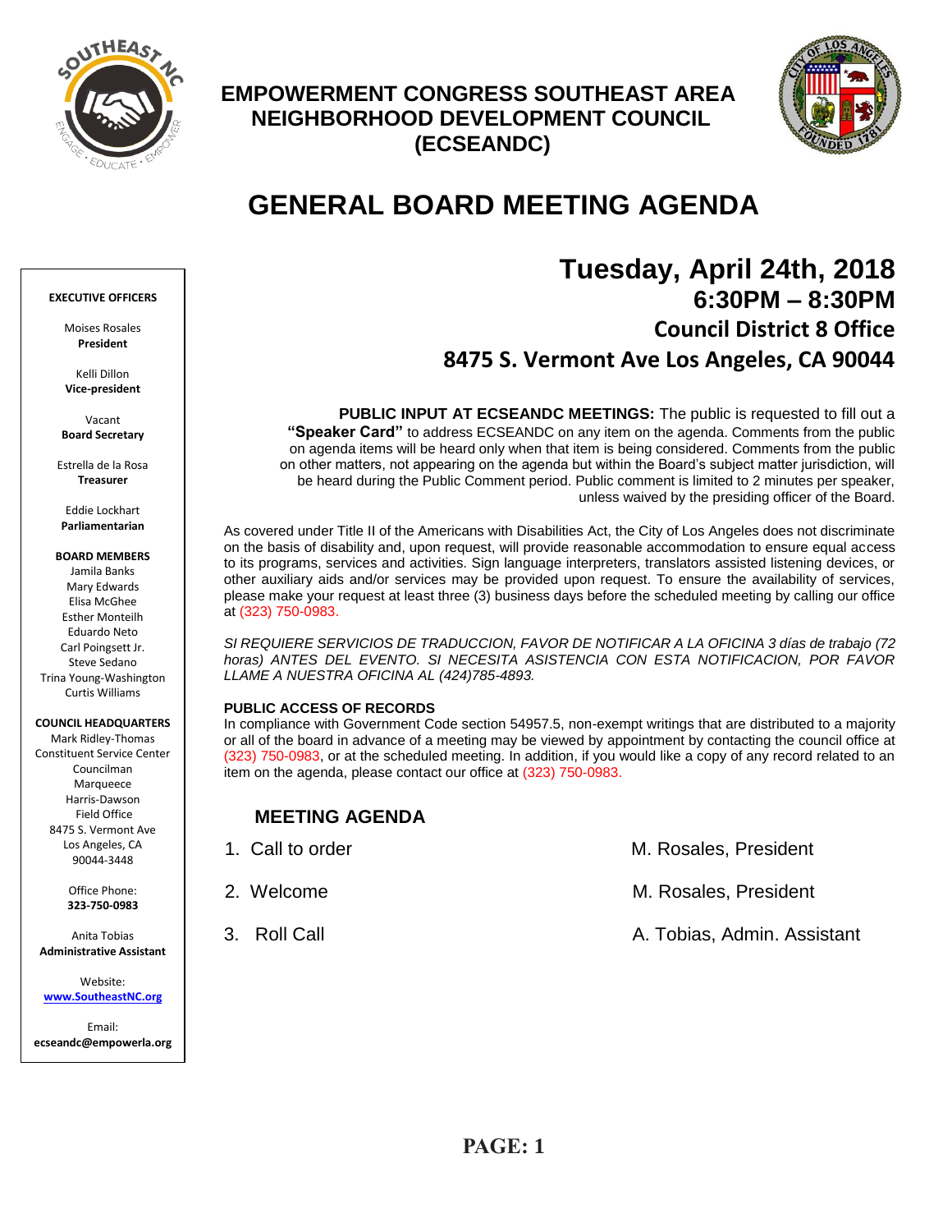# EMPOWERMENT CONGRESS SOUTHEAST AREA NEIGHBORHOOD DEVELOPMENT COUNCIL (ECSEANDC)

# GENERAL BOARD MEETING AGENDA

**EXECUTIVE OFFICERS**

Moises Rosales
**President**

Kelli Dillon
**Vice-president**

Vacant
**Board Secretary**

Estrella de la Rosa
**Treasurer**

Eddie Lockhart
**Parliamentarian**

**BOARD MEMBERS**

Jamila Banks
Mary Edwards
Elisa McGhee
Esther Monteilh
Eduardo Neto
Carl Poingsett Jr.
Steve Sedano
Trina Young-Washington
Curtis Williams

**COUNCIL HEADQUARTERS**

Mark Ridley-Thomas Constituent Service Center
Councilman Marqueece Harris-Dawson Field Office
8475 S. Vermont Ave
Los Angeles, CA 90044-3448

Office Phone:
**323-750-0983**

Anita Tobias
**Administrative Assistant**

Website:
**www.SoutheastNC.org**

Email:
**ecseandc@empowerla.org**

## Tuesday, April 24th, 2018

### 6:30PM – 8:30PM

### Council District 8 Office

### 8475 S. Vermont Ave Los Angeles, CA 90044

**PUBLIC INPUT AT ECSEANDC MEETINGS:** The public is requested to fill out a **"Speaker Card"** to address ECSEANDC on any item on the agenda. Comments from the public on agenda items will be heard only when that item is being considered. Comments from the public on other matters, not appearing on the agenda but within the Board's subject matter jurisdiction, will be heard during the Public Comment period. Public comment is limited to 2 minutes per speaker, unless waived by the presiding officer of the Board.

As covered under Title II of the Americans with Disabilities Act, the City of Los Angeles does not discriminate on the basis of disability and, upon request, will provide reasonable accommodation to ensure equal access to its programs, services and activities. Sign language interpreters, translators assisted listening devices, or other auxiliary aids and/or services may be provided upon request. To ensure the availability of services, please make your request at least three (3) business days before the scheduled meeting by calling our office at (323) 750-0983.

*SI REQUIERE SERVICIOS DE TRADUCCION, FAVOR DE NOTIFICAR A LA OFICINA 3 días de trabajo (72 horas) ANTES DEL EVENTO. SI NECESITA ASISTENCIA CON ESTA NOTIFICACION, POR FAVOR LLAME A NUESTRA OFICINA AL (424)785-4893.*

**PUBLIC ACCESS OF RECORDS**

In compliance with Government Code section 54957.5, non-exempt writings that are distributed to a majority or all of the board in advance of a meeting may be viewed by appointment by contacting the council office at (323) 750-0983, or at the scheduled meeting. In addition, if you would like a copy of any record related to an item on the agenda, please contact our office at (323) 750-0983.

## MEETING AGENDA

1. Call to order — M. Rosales, President
2. Welcome — M. Rosales, President
3. Roll Call — A. Tobias, Admin. Assistant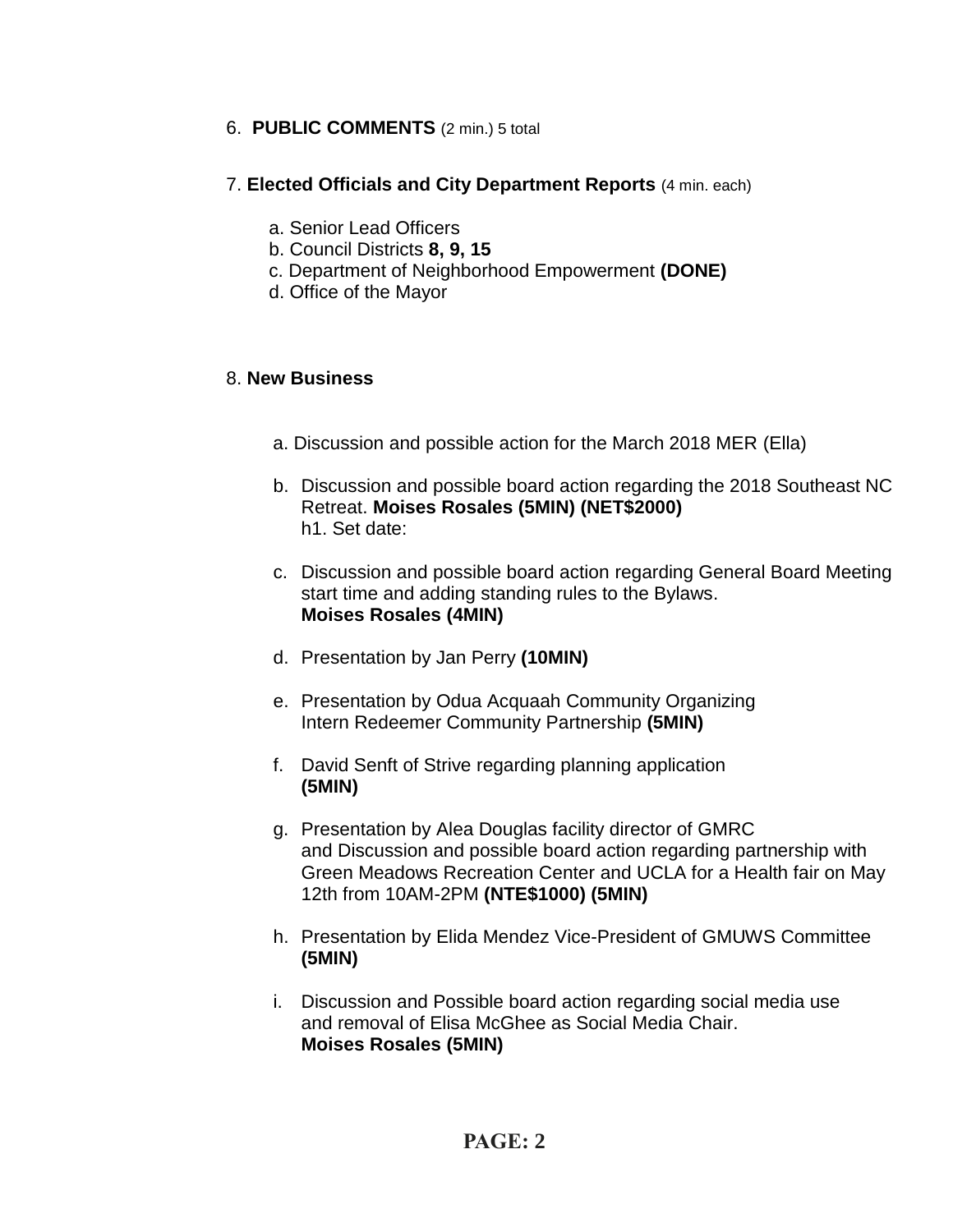6. **PUBLIC COMMENTS** (2 min.) 5 total

7. **Elected Officials and City Department Reports** (4 min. each)

   a. Senior Lead Officers
   b. Council Districts **8, 9, 15**
   c. Department of Neighborhood Empowerment **(DONE)**
   d. Office of the Mayor

8. **New Business**

   a. Discussion and possible action for the March 2018 MER (Ella)

   b. Discussion and possible board action regarding the 2018 Southeast NC Retreat. **Moises Rosales (5MIN) (NET$2000)**
      h1. Set date:

   c. Discussion and possible board action regarding General Board Meeting start time and adding standing rules to the Bylaws.
      **Moises Rosales (4MIN)**

   d. Presentation by Jan Perry **(10MIN)**

   e. Presentation by Odua Acquaah Community Organizing Intern Redeemer Community Partnership **(5MIN)**

   f. David Senft of Strive regarding planning application **(5MIN)**

   g. Presentation by Alea Douglas facility director of GMRC and Discussion and possible board action regarding partnership with Green Meadows Recreation Center and UCLA for a Health fair on May 12th from 10AM-2PM **(NTE$1000) (5MIN)**

   h. Presentation by Elida Mendez Vice-President of GMUWS Committee **(5MIN)**

   i. Discussion and Possible board action regarding social media use and removal of Elisa McGhee as Social Media Chair.
      **Moises Rosales (5MIN)**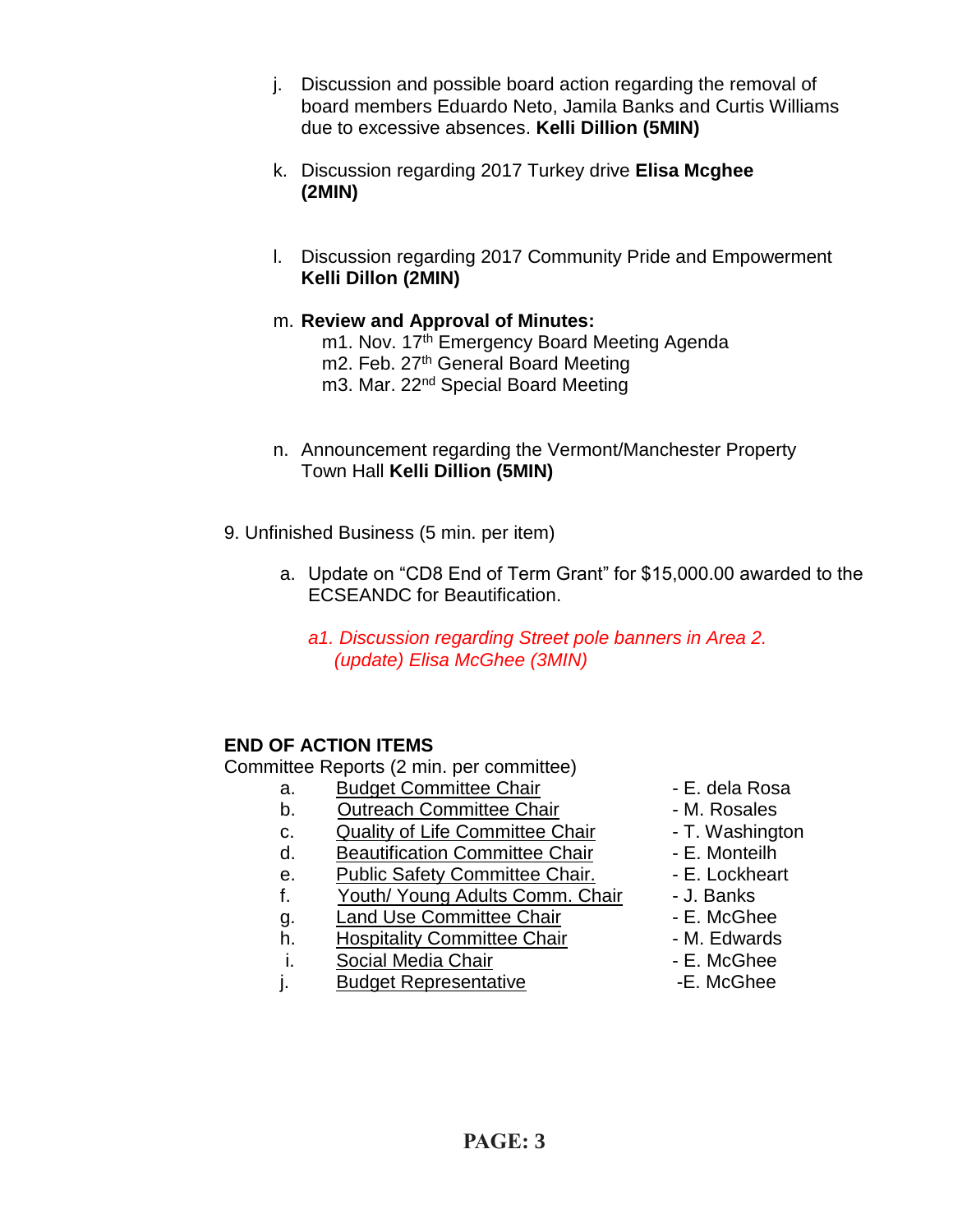j. Discussion and possible board action regarding the removal of board members Eduardo Neto, Jamila Banks and Curtis Williams due to excessive absences. **Kelli Dillion (5MIN)**

k. Discussion regarding 2017 Turkey drive **Elisa Mcghee (2MIN)**

l. Discussion regarding 2017 Community Pride and Empowerment **Kelli Dillon (2MIN)**

m. **Review and Approval of Minutes:**
   - m1. Nov. 17th Emergency Board Meeting Agenda
   - m2. Feb. 27th General Board Meeting
   - m3. Mar. 22nd Special Board Meeting

n. Announcement regarding the Vermont/Manchester Property Town Hall **Kelli Dillion (5MIN)**

9. Unfinished Business (5 min. per item)

   a. Update on "CD8 End of Term Grant" for $15,000.00 awarded to the ECSEANDC for Beautification.

      *a1. Discussion regarding Street pole banners in Area 2. (update) Elisa McGhee (3MIN)*

**END OF ACTION ITEMS**

Committee Reports (2 min. per committee)

| | | |
|---|---|---|
| a. | Budget Committee Chair | - E. dela Rosa |
| b. | Outreach Committee Chair | - M. Rosales |
| c. | Quality of Life Committee Chair | - T. Washington |
| d. | Beautification Committee Chair | - E. Monteilh |
| e. | Public Safety Committee Chair. | - E. Lockheart |
| f. | Youth/ Young Adults Comm. Chair | - J. Banks |
| g. | Land Use Committee Chair | - E. McGhee |
| h. | Hospitality Committee Chair | - M. Edwards |
| i. | Social Media Chair | - E. McGhee |
| j. | Budget Representative | -E. McGhee |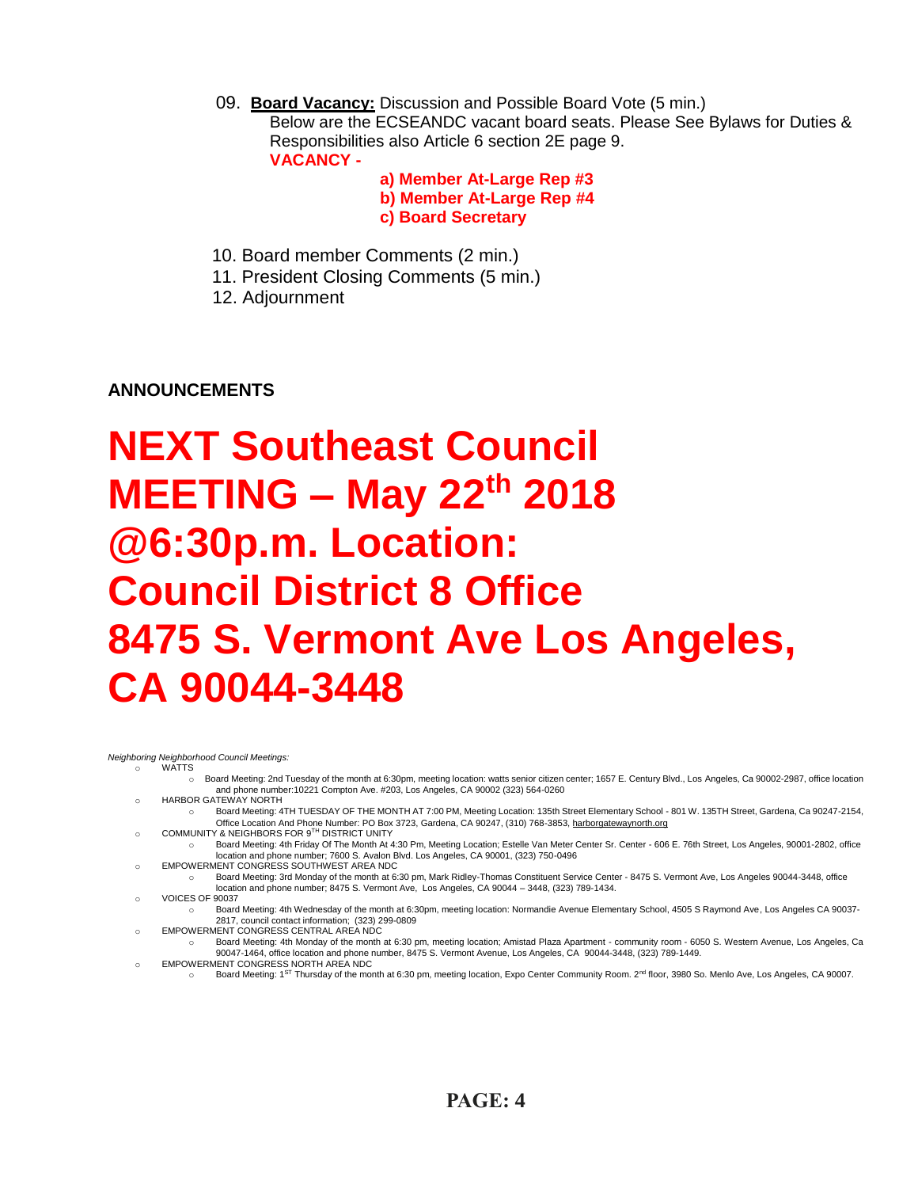09. **Board Vacancy:** Discussion and Possible Board Vote (5 min.)
Below are the ECSEANDC vacant board seats. Please See Bylaws for Duties & Responsibilities also Article 6 section 2E page 9.
**VACANCY -**

- **a) Member At-Large Rep #3**
- **b) Member At-Large Rep #4**
- **c) Board Secretary**

10. Board member Comments (2 min.)
11. President Closing Comments (5 min.)
12. Adjournment

**ANNOUNCEMENTS**

# NEXT Southeast Council MEETING – May 22th 2018 @6:30p.m. Location: Council District 8 Office 8475 S. Vermont Ave Los Angeles, CA 90044-3448

*Neighboring Neighborhood Council Meetings:*

- WATTS
  - Board Meeting: 2nd Tuesday of the month at 6:30pm, meeting location: watts senior citizen center; 1657 E. Century Blvd., Los Angeles, Ca 90002-2987, office location and phone number:10221 Compton Ave. #203, Los Angeles, CA 90002 (323) 564-0260
- HARBOR GATEWAY NORTH
  - Board Meeting: 4TH TUESDAY OF THE MONTH AT 7:00 PM, Meeting Location: 135th Street Elementary School - 801 W. 135TH Street, Gardena, Ca 90247-2154, Office Location And Phone Number: PO Box 3723, Gardena, CA 90247, (310) 768-3853, harborgatewaynorth.org
- COMMUNITY & NEIGHBORS FOR 9TH DISTRICT UNITY
  - Board Meeting: 4th Friday Of The Month At 4:30 Pm, Meeting Location; Estelle Van Meter Center Sr. Center - 606 E. 76th Street, Los Angeles, 90001-2802, office location and phone number; 7600 S. Avalon Blvd. Los Angeles, CA 90001, (323) 750-0496
- EMPOWERMENT CONGRESS SOUTHWEST AREA NDC
  - Board Meeting: 3rd Monday of the month at 6:30 pm, Mark Ridley-Thomas Constituent Service Center - 8475 S. Vermont Ave, Los Angeles 90044-3448, office location and phone number; 8475 S. Vermont Ave, Los Angeles, CA 90044 – 3448, (323) 789-1434.
- VOICES OF 90037
  - Board Meeting: 4th Wednesday of the month at 6:30pm, meeting location: Normandie Avenue Elementary School, 4505 S Raymond Ave, Los Angeles CA 90037-2817, council contact information; (323) 299-0809
- EMPOWERMENT CONGRESS CENTRAL AREA NDC
  - Board Meeting: 4th Monday of the month at 6:30 pm, meeting location; Amistad Plaza Apartment - community room - 6050 S. Western Avenue, Los Angeles, Ca 90047-1464, office location and phone number, 8475 S. Vermont Avenue, Los Angeles, CA 90044-3448, (323) 789-1449.
- EMPOWERMENT CONGRESS NORTH AREA NDC
  - Board Meeting: 1ST Thursday of the month at 6:30 pm, meeting location, Expo Center Community Room. 2nd floor, 3980 So. Menlo Ave, Los Angeles, CA 90007.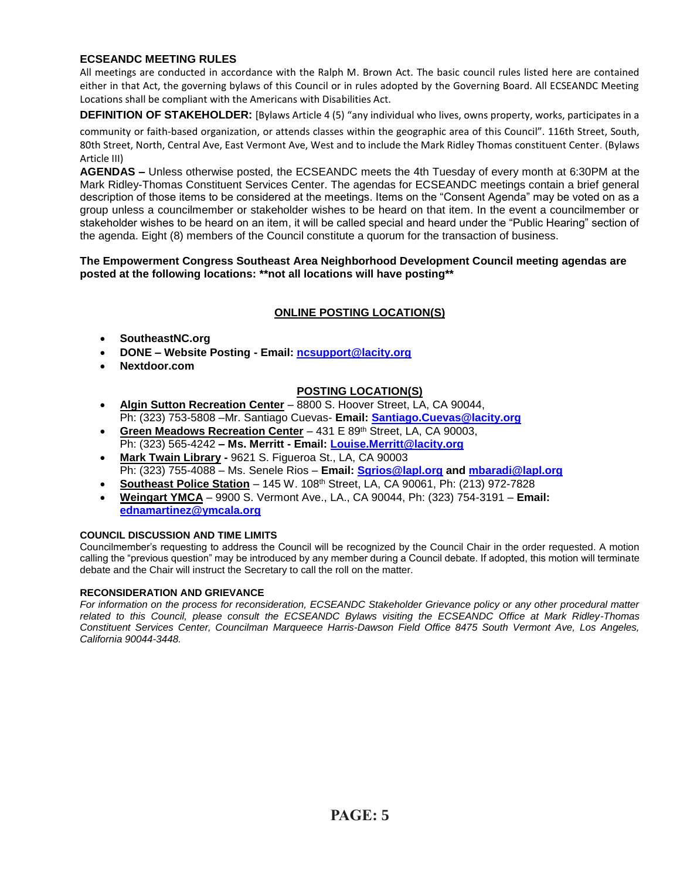### ECSEANDC MEETING RULES

All meetings are conducted in accordance with the Ralph M. Brown Act. The basic council rules listed here are contained either in that Act, the governing bylaws of this Council or in rules adopted by the Governing Board. All ECSEANDC Meeting Locations shall be compliant with the Americans with Disabilities Act.

**DEFINITION OF STAKEHOLDER:** [Bylaws Article 4 (5) "any individual who lives, owns property, works, participates in a community or faith-based organization, or attends classes within the geographic area of this Council". 116th Street, South, 80th Street, North, Central Ave, East Vermont Ave, West and to include the Mark Ridley Thomas constituent Center. (Bylaws Article III)

**AGENDAS –** Unless otherwise posted, the ECSEANDC meets the 4th Tuesday of every month at 6:30PM at the Mark Ridley-Thomas Constituent Services Center. The agendas for ECSEANDC meetings contain a brief general description of those items to be considered at the meetings. Items on the "Consent Agenda" may be voted on as a group unless a councilmember or stakeholder wishes to be heard on that item. In the event a councilmember or stakeholder wishes to be heard on an item, it will be called special and heard under the "Public Hearing" section of the agenda. Eight (8) members of the Council constitute a quorum for the transaction of business.

**The Empowerment Congress Southeast Area Neighborhood Development Council meeting agendas are posted at the following locations: \*\*not all locations will have posting\*\***

**ONLINE POSTING LOCATION(S)**

- **SoutheastNC.org**
- **DONE – Website Posting - Email: ncsupport@lacity.org**
- **Nextdoor.com**

**POSTING LOCATION(S)**

- **Algin Sutton Recreation Center** – 8800 S. Hoover Street, LA, CA 90044, Ph: (323) 753-5808 –Mr. Santiago Cuevas- **Email: Santiago.Cuevas@lacity.org**
- **Green Meadows Recreation Center** – 431 E 89th Street, LA, CA 90003, Ph: (323) 565-4242 **– Ms. Merritt - Email: Louise.Merritt@lacity.org**
- **Mark Twain Library -** 9621 S. Figueroa St., LA, CA 90003 Ph: (323) 755-4088 – Ms. Senele Rios – **Email: Sgrios@lapl.org and mbaradi@lapl.org**
- **Southeast Police Station** – 145 W. 108th Street, LA, CA 90061, Ph: (213) 972-7828
- **Weingart YMCA** – 9900 S. Vermont Ave., LA., CA 90044, Ph: (323) 754-3191 – **Email: ednamartinez@ymcala.org**

#### COUNCIL DISCUSSION AND TIME LIMITS

Councilmember's requesting to address the Council will be recognized by the Council Chair in the order requested. A motion calling the "previous question" may be introduced by any member during a Council debate. If adopted, this motion will terminate debate and the Chair will instruct the Secretary to call the roll on the matter.

#### RECONSIDERATION AND GRIEVANCE

*For information on the process for reconsideration, ECSEANDC Stakeholder Grievance policy or any other procedural matter related to this Council, please consult the ECSEANDC Bylaws visiting the ECSEANDC Office at Mark Ridley-Thomas Constituent Services Center, Councilman Marqueece Harris-Dawson Field Office 8475 South Vermont Ave, Los Angeles, California 90044-3448.*